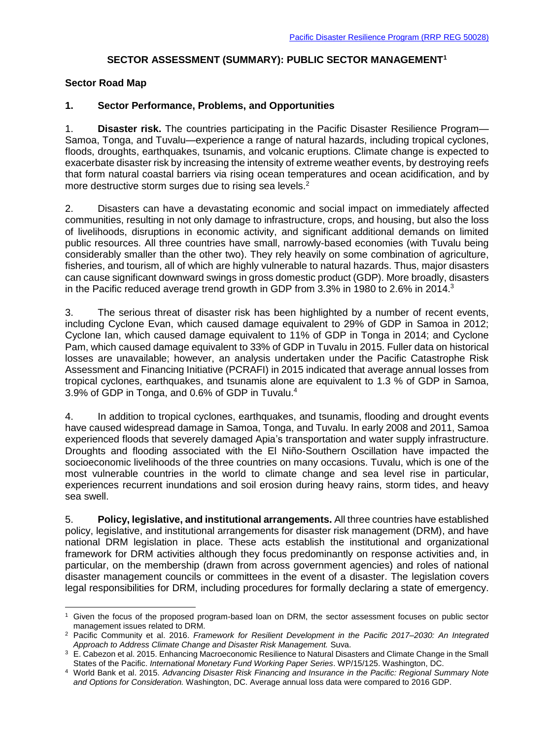# SECTOR ASSESSMENT (SUMMARY): PUBLIC SECTOR MANAGEMENT[1]

## Sector Road Map

### 1. Sector Performance, Problems, and Opportunities

1. **Disaster risk.** The countries participating in the Pacific Disaster Resilience Program—Samoa, Tonga, and Tuvalu—experience a range of natural hazards, including tropical cyclones, floods, droughts, earthquakes, tsunamis, and volcanic eruptions. Climate change is expected to exacerbate disaster risk by increasing the intensity of extreme weather events, by destroying reefs that form natural coastal barriers via rising ocean temperatures and ocean acidification, and by more destructive storm surges due to rising sea levels.[2]

2. Disasters can have a devastating economic and social impact on immediately affected communities, resulting in not only damage to infrastructure, crops, and housing, but also the loss of livelihoods, disruptions in economic activity, and significant additional demands on limited public resources. All three countries have small, narrowly-based economies (with Tuvalu being considerably smaller than the other two). They rely heavily on some combination of agriculture, fisheries, and tourism, all of which are highly vulnerable to natural hazards. Thus, major disasters can cause significant downward swings in gross domestic product (GDP). More broadly, disasters in the Pacific reduced average trend growth in GDP from 3.3% in 1980 to 2.6% in 2014.[3]

3. The serious threat of disaster risk has been highlighted by a number of recent events, including Cyclone Evan, which caused damage equivalent to 29% of GDP in Samoa in 2012; Cyclone Ian, which caused damage equivalent to 11% of GDP in Tonga in 2014; and Cyclone Pam, which caused damage equivalent to 33% of GDP in Tuvalu in 2015. Fuller data on historical losses are unavailable; however, an analysis undertaken under the Pacific Catastrophe Risk Assessment and Financing Initiative (PCRAFI) in 2015 indicated that average annual losses from tropical cyclones, earthquakes, and tsunamis alone are equivalent to 1.3 % of GDP in Samoa, 3.9% of GDP in Tonga, and 0.6% of GDP in Tuvalu.[4]

4. In addition to tropical cyclones, earthquakes, and tsunamis, flooding and drought events have caused widespread damage in Samoa, Tonga, and Tuvalu. In early 2008 and 2011, Samoa experienced floods that severely damaged Apia's transportation and water supply infrastructure. Droughts and flooding associated with the El Niño-Southern Oscillation have impacted the socioeconomic livelihoods of the three countries on many occasions. Tuvalu, which is one of the most vulnerable countries in the world to climate change and sea level rise in particular, experiences recurrent inundations and soil erosion during heavy rains, storm tides, and heavy sea swell.

5. **Policy, legislative, and institutional arrangements.** All three countries have established policy, legislative, and institutional arrangements for disaster risk management (DRM), and have national DRM legislation in place. These acts establish the institutional and organizational framework for DRM activities although they focus predominantly on response activities and, in particular, on the membership (drawn from across government agencies) and roles of national disaster management councils or committees in the event of a disaster. The legislation covers legal responsibilities for DRM, including procedures for formally declaring a state of emergency.

---

[1] Given the focus of the proposed program-based loan on DRM, the sector assessment focuses on public sector management issues related to DRM.

[2] Pacific Community et al. 2016. *Framework for Resilient Development in the Pacific 2017–2030: An Integrated Approach to Address Climate Change and Disaster Risk Management.* Suva.

[3] E. Cabezon et al. 2015. Enhancing Macroeconomic Resilience to Natural Disasters and Climate Change in the Small States of the Pacific. *International Monetary Fund Working Paper Series*. WP/15/125. Washington, DC.

[4] World Bank et al. 2015. *Advancing Disaster Risk Financing and Insurance in the Pacific: Regional Summary Note and Options for Consideration.* Washington, DC. Average annual loss data were compared to 2016 GDP.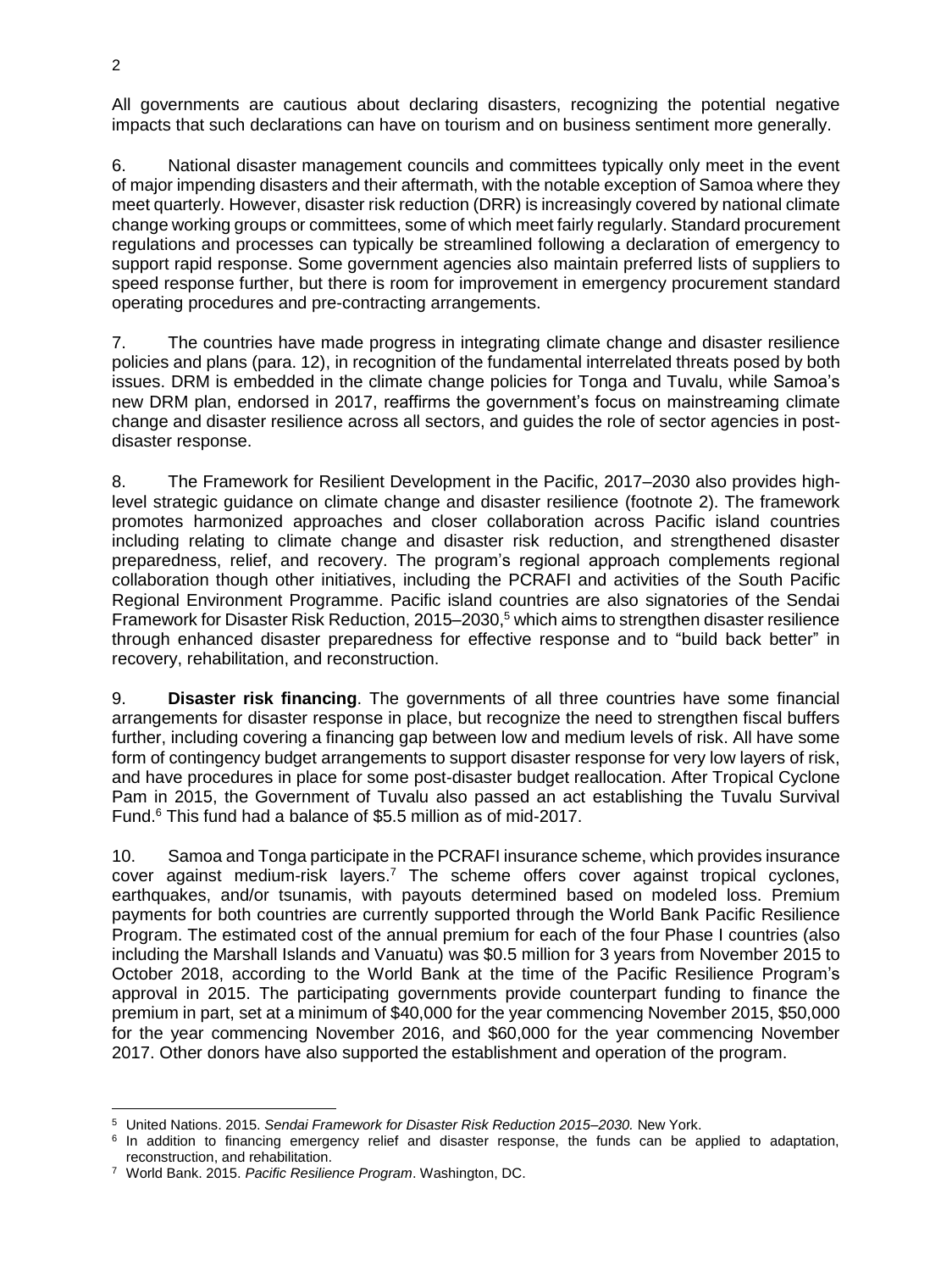All governments are cautious about declaring disasters, recognizing the potential negative impacts that such declarations can have on tourism and on business sentiment more generally.

6. National disaster management councils and committees typically only meet in the event of major impending disasters and their aftermath, with the notable exception of Samoa where they meet quarterly. However, disaster risk reduction (DRR) is increasingly covered by national climate change working groups or committees, some of which meet fairly regularly. Standard procurement regulations and processes can typically be streamlined following a declaration of emergency to support rapid response. Some government agencies also maintain preferred lists of suppliers to speed response further, but there is room for improvement in emergency procurement standard operating procedures and pre-contracting arrangements.

7. The countries have made progress in integrating climate change and disaster resilience policies and plans (para. 12), in recognition of the fundamental interrelated threats posed by both issues. DRM is embedded in the climate change policies for Tonga and Tuvalu, while Samoa's new DRM plan, endorsed in 2017, reaffirms the government's focus on mainstreaming climate change and disaster resilience across all sectors, and guides the role of sector agencies in post-disaster response.

8. The Framework for Resilient Development in the Pacific, 2017–2030 also provides high-level strategic guidance on climate change and disaster resilience (footnote 2). The framework promotes harmonized approaches and closer collaboration across Pacific island countries including relating to climate change and disaster risk reduction, and strengthened disaster preparedness, relief, and recovery. The program's regional approach complements regional collaboration though other initiatives, including the PCRAFI and activities of the South Pacific Regional Environment Programme. Pacific island countries are also signatories of the Sendai Framework for Disaster Risk Reduction, 2015–2030,[5] which aims to strengthen disaster resilience through enhanced disaster preparedness for effective response and to "build back better" in recovery, rehabilitation, and reconstruction.

9. **Disaster risk financing**. The governments of all three countries have some financial arrangements for disaster response in place, but recognize the need to strengthen fiscal buffers further, including covering a financing gap between low and medium levels of risk. All have some form of contingency budget arrangements to support disaster response for very low layers of risk, and have procedures in place for some post-disaster budget reallocation. After Tropical Cyclone Pam in 2015, the Government of Tuvalu also passed an act establishing the Tuvalu Survival Fund.[6] This fund had a balance of $5.5 million as of mid-2017.

10. Samoa and Tonga participate in the PCRAFI insurance scheme, which provides insurance cover against medium-risk layers.[7] The scheme offers cover against tropical cyclones, earthquakes, and/or tsunamis, with payouts determined based on modeled loss. Premium payments for both countries are currently supported through the World Bank Pacific Resilience Program. The estimated cost of the annual premium for each of the four Phase I countries (also including the Marshall Islands and Vanuatu) was $0.5 million for 3 years from November 2015 to October 2018, according to the World Bank at the time of the Pacific Resilience Program's approval in 2015. The participating governments provide counterpart funding to finance the premium in part, set at a minimum of $40,000 for the year commencing November 2015, $50,000 for the year commencing November 2016, and $60,000 for the year commencing November 2017. Other donors have also supported the establishment and operation of the program.

---

[5] United Nations. 2015. *Sendai Framework for Disaster Risk Reduction 2015–2030.* New York.

[6] In addition to financing emergency relief and disaster response, the funds can be applied to adaptation, reconstruction, and rehabilitation.

[7] World Bank. 2015. *Pacific Resilience Program*. Washington, DC.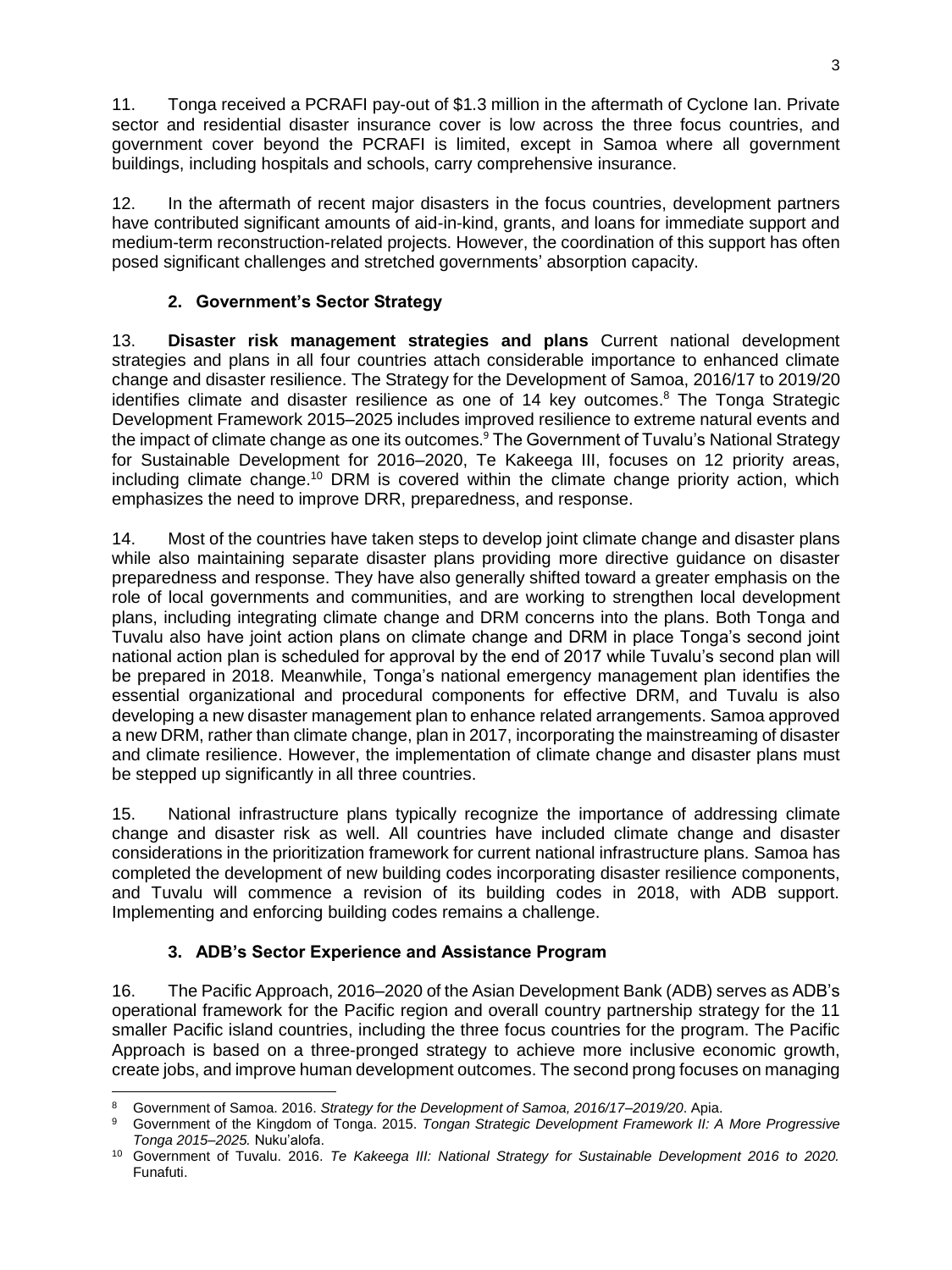11. Tonga received a PCRAFI pay-out of $1.3 million in the aftermath of Cyclone Ian. Private sector and residential disaster insurance cover is low across the three focus countries, and government cover beyond the PCRAFI is limited, except in Samoa where all government buildings, including hospitals and schools, carry comprehensive insurance.

12. In the aftermath of recent major disasters in the focus countries, development partners have contributed significant amounts of aid-in-kind, grants, and loans for immediate support and medium-term reconstruction-related projects. However, the coordination of this support has often posed significant challenges and stretched governments' absorption capacity.

### 2. Government's Sector Strategy

13. **Disaster risk management strategies and plans** Current national development strategies and plans in all four countries attach considerable importance to enhanced climate change and disaster resilience. The Strategy for the Development of Samoa, 2016/17 to 2019/20 identifies climate and disaster resilience as one of 14 key outcomes.[8] The Tonga Strategic Development Framework 2015–2025 includes improved resilience to extreme natural events and the impact of climate change as one its outcomes.[9] The Government of Tuvalu's National Strategy for Sustainable Development for 2016–2020, Te Kakeega III, focuses on 12 priority areas, including climate change.[10] DRM is covered within the climate change priority action, which emphasizes the need to improve DRR, preparedness, and response.

14. Most of the countries have taken steps to develop joint climate change and disaster plans while also maintaining separate disaster plans providing more directive guidance on disaster preparedness and response. They have also generally shifted toward a greater emphasis on the role of local governments and communities, and are working to strengthen local development plans, including integrating climate change and DRM concerns into the plans. Both Tonga and Tuvalu also have joint action plans on climate change and DRM in place Tonga's second joint national action plan is scheduled for approval by the end of 2017 while Tuvalu's second plan will be prepared in 2018. Meanwhile, Tonga's national emergency management plan identifies the essential organizational and procedural components for effective DRM, and Tuvalu is also developing a new disaster management plan to enhance related arrangements. Samoa approved a new DRM, rather than climate change, plan in 2017, incorporating the mainstreaming of disaster and climate resilience. However, the implementation of climate change and disaster plans must be stepped up significantly in all three countries.

15. National infrastructure plans typically recognize the importance of addressing climate change and disaster risk as well. All countries have included climate change and disaster considerations in the prioritization framework for current national infrastructure plans. Samoa has completed the development of new building codes incorporating disaster resilience components, and Tuvalu will commence a revision of its building codes in 2018, with ADB support. Implementing and enforcing building codes remains a challenge.

### 3. ADB's Sector Experience and Assistance Program

16. The Pacific Approach, 2016–2020 of the Asian Development Bank (ADB) serves as ADB's operational framework for the Pacific region and overall country partnership strategy for the 11 smaller Pacific island countries, including the three focus countries for the program. The Pacific Approach is based on a three-pronged strategy to achieve more inclusive economic growth, create jobs, and improve human development outcomes. The second prong focuses on managing

---

[8] Government of Samoa. 2016. *Strategy for the Development of Samoa, 2016/17–2019/20*. Apia.

[9] Government of the Kingdom of Tonga. 2015. *Tongan Strategic Development Framework II: A More Progressive Tonga 2015–2025.* Nuku'alofa.

[10] Government of Tuvalu. 2016. *Te Kakeega III: National Strategy for Sustainable Development 2016 to 2020.* Funafuti.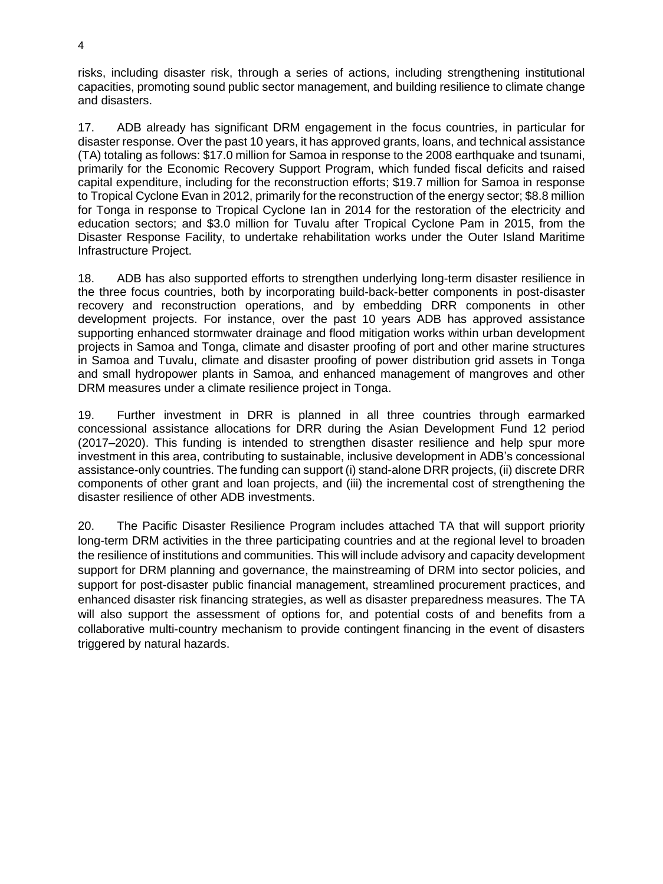risks, including disaster risk, through a series of actions, including strengthening institutional capacities, promoting sound public sector management, and building resilience to climate change and disasters.

17. ADB already has significant DRM engagement in the focus countries, in particular for disaster response. Over the past 10 years, it has approved grants, loans, and technical assistance (TA) totaling as follows: $17.0 million for Samoa in response to the 2008 earthquake and tsunami, primarily for the Economic Recovery Support Program, which funded fiscal deficits and raised capital expenditure, including for the reconstruction efforts; $19.7 million for Samoa in response to Tropical Cyclone Evan in 2012, primarily for the reconstruction of the energy sector; $8.8 million for Tonga in response to Tropical Cyclone Ian in 2014 for the restoration of the electricity and education sectors; and $3.0 million for Tuvalu after Tropical Cyclone Pam in 2015, from the Disaster Response Facility, to undertake rehabilitation works under the Outer Island Maritime Infrastructure Project.

18. ADB has also supported efforts to strengthen underlying long-term disaster resilience in the three focus countries, both by incorporating build-back-better components in post-disaster recovery and reconstruction operations, and by embedding DRR components in other development projects. For instance, over the past 10 years ADB has approved assistance supporting enhanced stormwater drainage and flood mitigation works within urban development projects in Samoa and Tonga, climate and disaster proofing of port and other marine structures in Samoa and Tuvalu, climate and disaster proofing of power distribution grid assets in Tonga and small hydropower plants in Samoa, and enhanced management of mangroves and other DRM measures under a climate resilience project in Tonga.

19. Further investment in DRR is planned in all three countries through earmarked concessional assistance allocations for DRR during the Asian Development Fund 12 period (2017–2020). This funding is intended to strengthen disaster resilience and help spur more investment in this area, contributing to sustainable, inclusive development in ADB's concessional assistance-only countries. The funding can support (i) stand-alone DRR projects, (ii) discrete DRR components of other grant and loan projects, and (iii) the incremental cost of strengthening the disaster resilience of other ADB investments.

20. The Pacific Disaster Resilience Program includes attached TA that will support priority long-term DRM activities in the three participating countries and at the regional level to broaden the resilience of institutions and communities. This will include advisory and capacity development support for DRM planning and governance, the mainstreaming of DRM into sector policies, and support for post-disaster public financial management, streamlined procurement practices, and enhanced disaster risk financing strategies, as well as disaster preparedness measures. The TA will also support the assessment of options for, and potential costs of and benefits from a collaborative multi-country mechanism to provide contingent financing in the event of disasters triggered by natural hazards.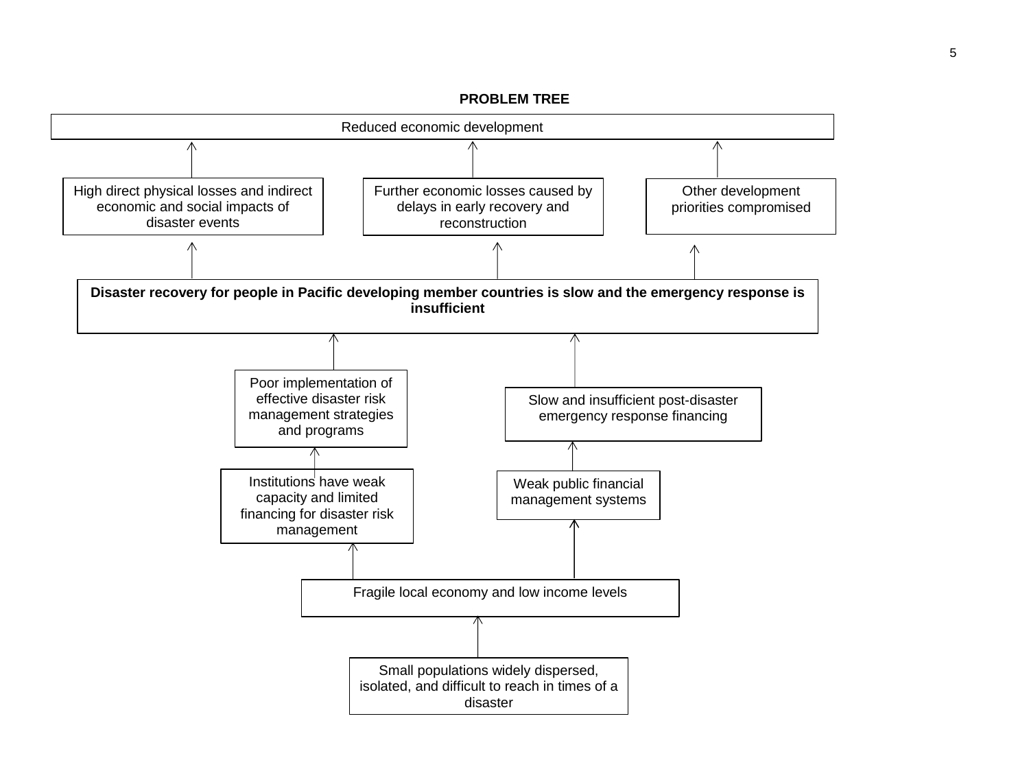**PROBLEM TREE**

Reduced economic development

High direct physical losses and indirect economic and social impacts of disaster events

Further economic losses caused by delays in early recovery and reconstruction

Other development priorities compromised

**Disaster recovery for people in Pacific developing member countries is slow and the emergency response is insufficient**

Poor implementation of effective disaster risk management strategies and programs

Slow and insufficient post-disaster emergency response financing

Institutions have weak capacity and limited financing for disaster risk management

Weak public financial management systems

Fragile local economy and low income levels

Small populations widely dispersed, isolated, and difficult to reach in times of a disaster